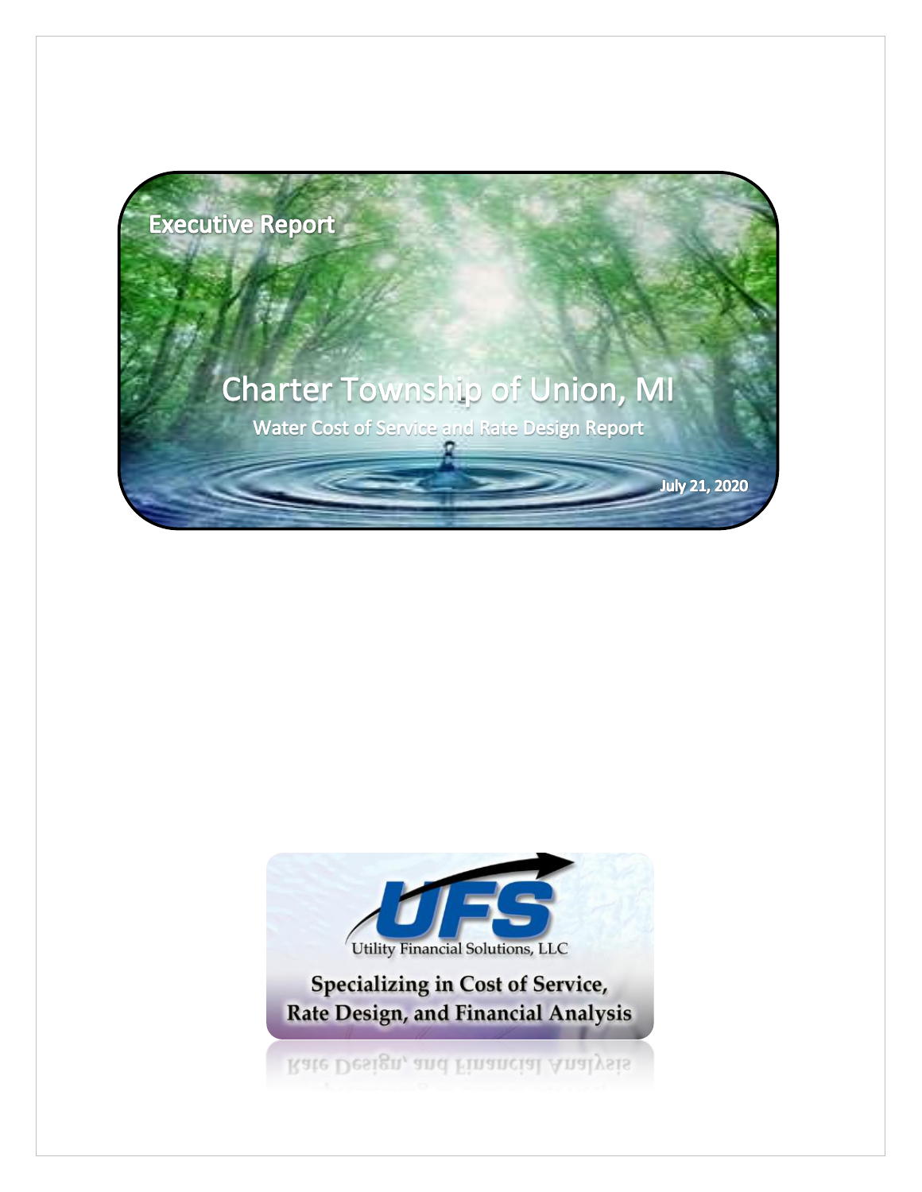Executive Report

# Charter Township of Union, MI

## Water Cost of Service and Rate Design Report

July 21, 2020

Utility Financial Solutions, LLC

Specializing in Cost of Service, Rate Design, and Financial Analysis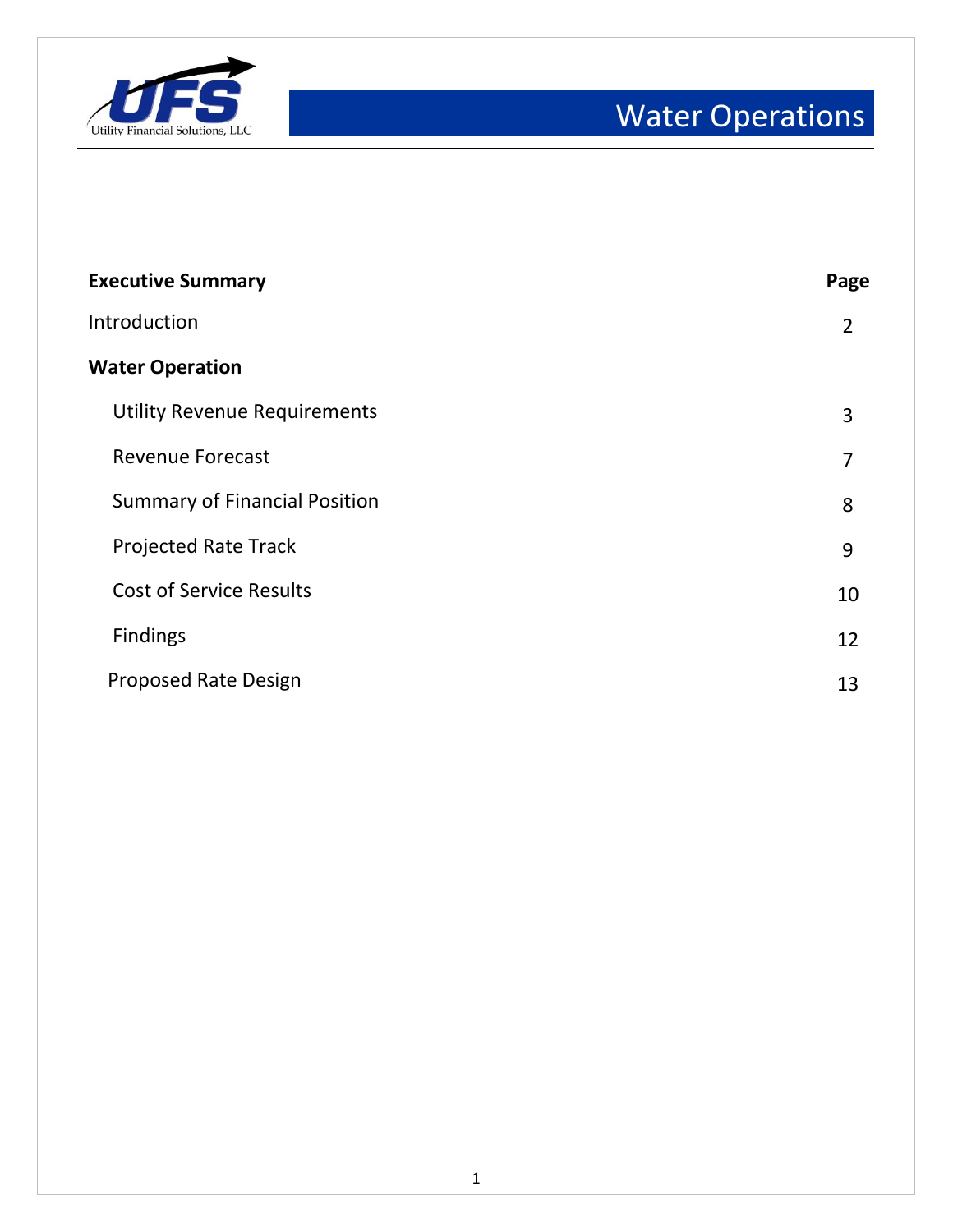# Water Operations

| **Executive Summary** | **Page** |
|---|---|
| Introduction | 2 |
| **Water Operation** | |
| Utility Revenue Requirements | 3 |
| Revenue Forecast | 7 |
| Summary of Financial Position | 8 |
| Projected Rate Track | 9 |
| Cost of Service Results | 10 |
| Findings | 12 |
| Proposed Rate Design | 13 |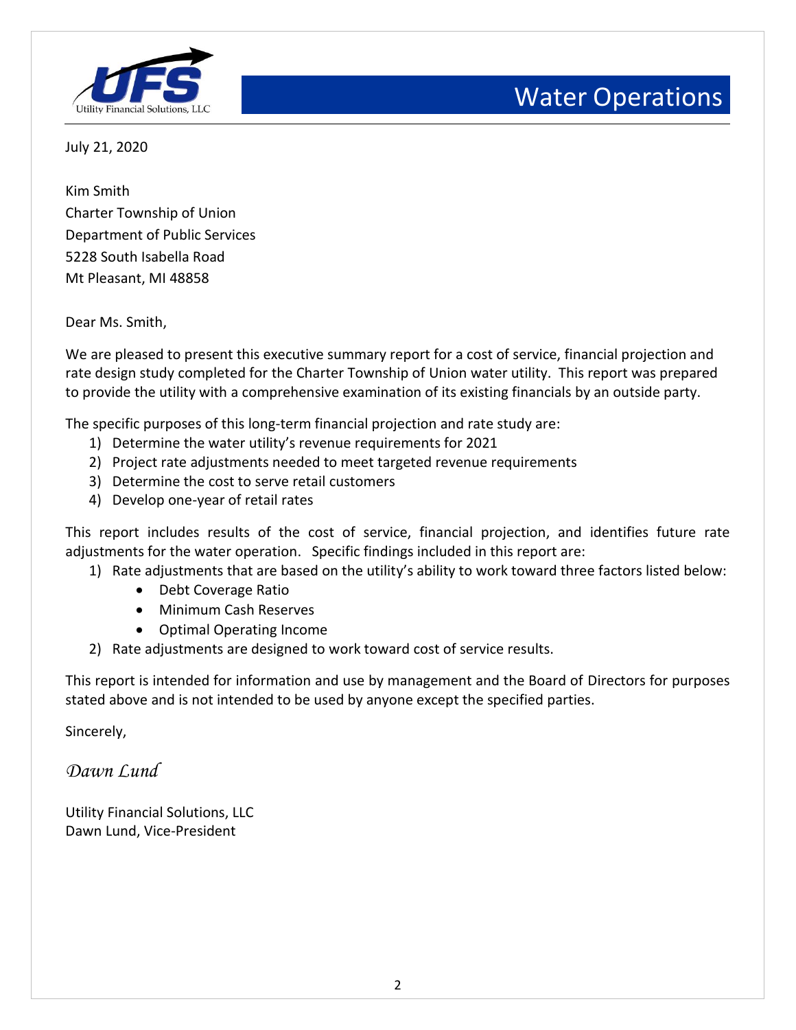# Water Operations

July 21, 2020

Kim Smith
Charter Township of Union
Department of Public Services
5228 South Isabella Road
Mt Pleasant, MI 48858

Dear Ms. Smith,

We are pleased to present this executive summary report for a cost of service, financial projection and rate design study completed for the Charter Township of Union water utility. This report was prepared to provide the utility with a comprehensive examination of its existing financials by an outside party.

The specific purposes of this long-term financial projection and rate study are:

1) Determine the water utility's revenue requirements for 2021
2) Project rate adjustments needed to meet targeted revenue requirements
3) Determine the cost to serve retail customers
4) Develop one-year of retail rates

This report includes results of the cost of service, financial projection, and identifies future rate adjustments for the water operation. Specific findings included in this report are:

1) Rate adjustments that are based on the utility's ability to work toward three factors listed below:
   - Debt Coverage Ratio
   - Minimum Cash Reserves
   - Optimal Operating Income
2) Rate adjustments are designed to work toward cost of service results.

This report is intended for information and use by management and the Board of Directors for purposes stated above and is not intended to be used by anyone except the specified parties.

Sincerely,

*Dawn Lund*

Utility Financial Solutions, LLC
Dawn Lund, Vice-President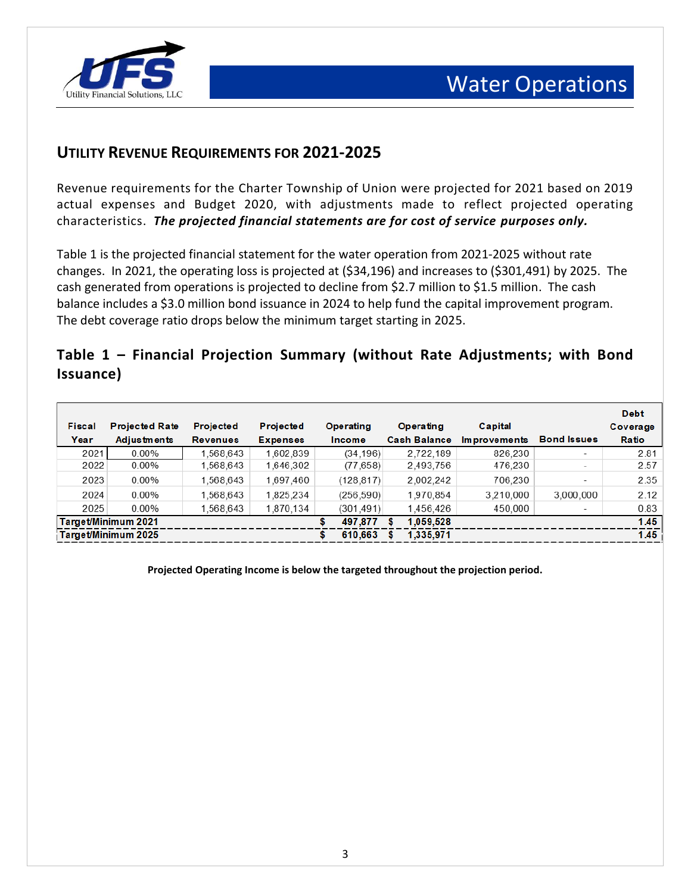## UTILITY REVENUE REQUIREMENTS FOR 2021-2025

Revenue requirements for the Charter Township of Union were projected for 2021 based on 2019 actual expenses and Budget 2020, with adjustments made to reflect projected operating characteristics. ***The projected financial statements are for cost of service purposes only.***

Table 1 is the projected financial statement for the water operation from 2021-2025 without rate changes. In 2021, the operating loss is projected at ($34,196) and increases to ($301,491) by 2025. The cash generated from operations is projected to decline from $2.7 million to $1.5 million. The cash balance includes a $3.0 million bond issuance in 2024 to help fund the capital improvement program. The debt coverage ratio drops below the minimum target starting in 2025.

### Table 1 – Financial Projection Summary (without Rate Adjustments; with Bond Issuance)

| Fiscal Year | Projected Rate Adjustments | Projected Revenues | Projected Expenses | Operating Income | Operating Cash Balance | Capital Improvements | Bond Issues | Debt Coverage Ratio |
|---|---|---|---|---|---|---|---|---|
| 2021 | 0.00% | 1,568,643 | 1,602,839 | (34,196) | 2,722,189 | 826,230 | - | 2.81 |
| 2022 | 0.00% | 1,568,643 | 1,646,302 | (77,658) | 2,493,756 | 476,230 | - | 2.57 |
| 2023 | 0.00% | 1,568,643 | 1,697,460 | (128,817) | 2,002,242 | 706,230 | - | 2.35 |
| 2024 | 0.00% | 1,568,643 | 1,825,234 | (256,590) | 1,970,854 | 3,210,000 | 3,000,000 | 2.12 |
| 2025 | 0.00% | 1,568,643 | 1,870,134 | (301,491) | 1,456,426 | 450,000 | - | 0.83 |
| **Target/Minimum 2021** | | | | **$ 497,877** | **$ 1,059,528** | | | **1.45** |
| **Target/Minimum 2025** | | | | **$ 610,663** | **$ 1,335,971** | | | **1.45** |

**Projected Operating Income is below the targeted throughout the projection period.**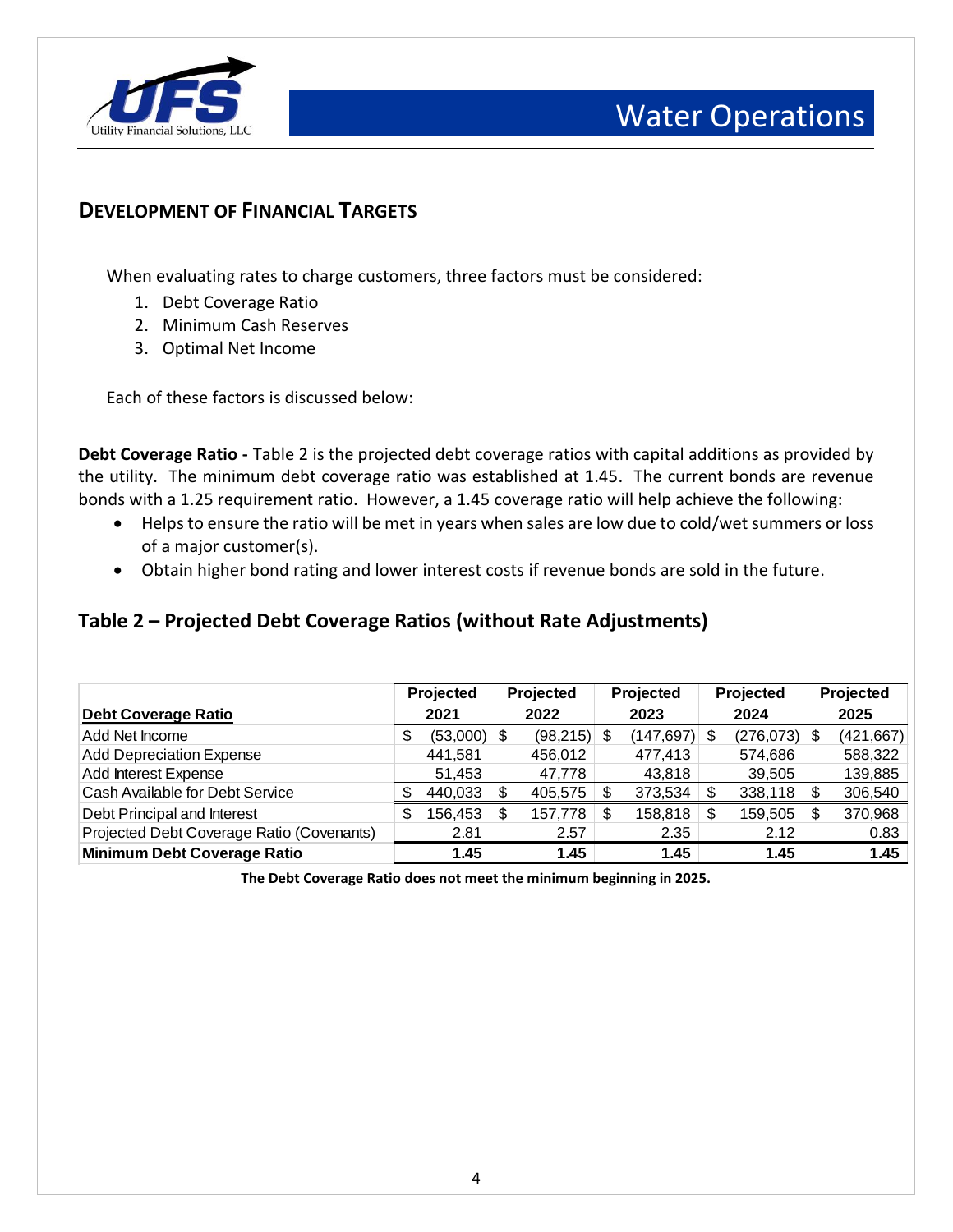## Development of Financial Targets

When evaluating rates to charge customers, three factors must be considered:

1. Debt Coverage Ratio
2. Minimum Cash Reserves
3. Optimal Net Income

Each of these factors is discussed below:

**Debt Coverage Ratio -** Table 2 is the projected debt coverage ratios with capital additions as provided by the utility. The minimum debt coverage ratio was established at 1.45. The current bonds are revenue bonds with a 1.25 requirement ratio. However, a 1.45 coverage ratio will help achieve the following:

- Helps to ensure the ratio will be met in years when sales are low due to cold/wet summers or loss of a major customer(s).
- Obtain higher bond rating and lower interest costs if revenue bonds are sold in the future.

## Table 2 – Projected Debt Coverage Ratios (without Rate Adjustments)

| Debt Coverage Ratio | Projected 2021 | Projected 2022 | Projected 2023 | Projected 2024 | Projected 2025 |
|---|---|---|---|---|---|
| Add Net Income | $ (53,000) | $ (98,215) | $ (147,697) | $ (276,073) | $ (421,667) |
| Add Depreciation Expense | 441,581 | 456,012 | 477,413 | 574,686 | 588,322 |
| Add Interest Expense | 51,453 | 47,778 | 43,818 | 39,505 | 139,885 |
| Cash Available for Debt Service | $ 440,033 | $ 405,575 | $ 373,534 | $ 338,118 | $ 306,540 |
| Debt Principal and Interest | $ 156,453 | $ 157,778 | $ 158,818 | $ 159,505 | $ 370,968 |
| Projected Debt Coverage Ratio (Covenants) | 2.81 | 2.57 | 2.35 | 2.12 | 0.83 |
| **Minimum Debt Coverage Ratio** | **1.45** | **1.45** | **1.45** | **1.45** | **1.45** |

**The Debt Coverage Ratio does not meet the minimum beginning in 2025.**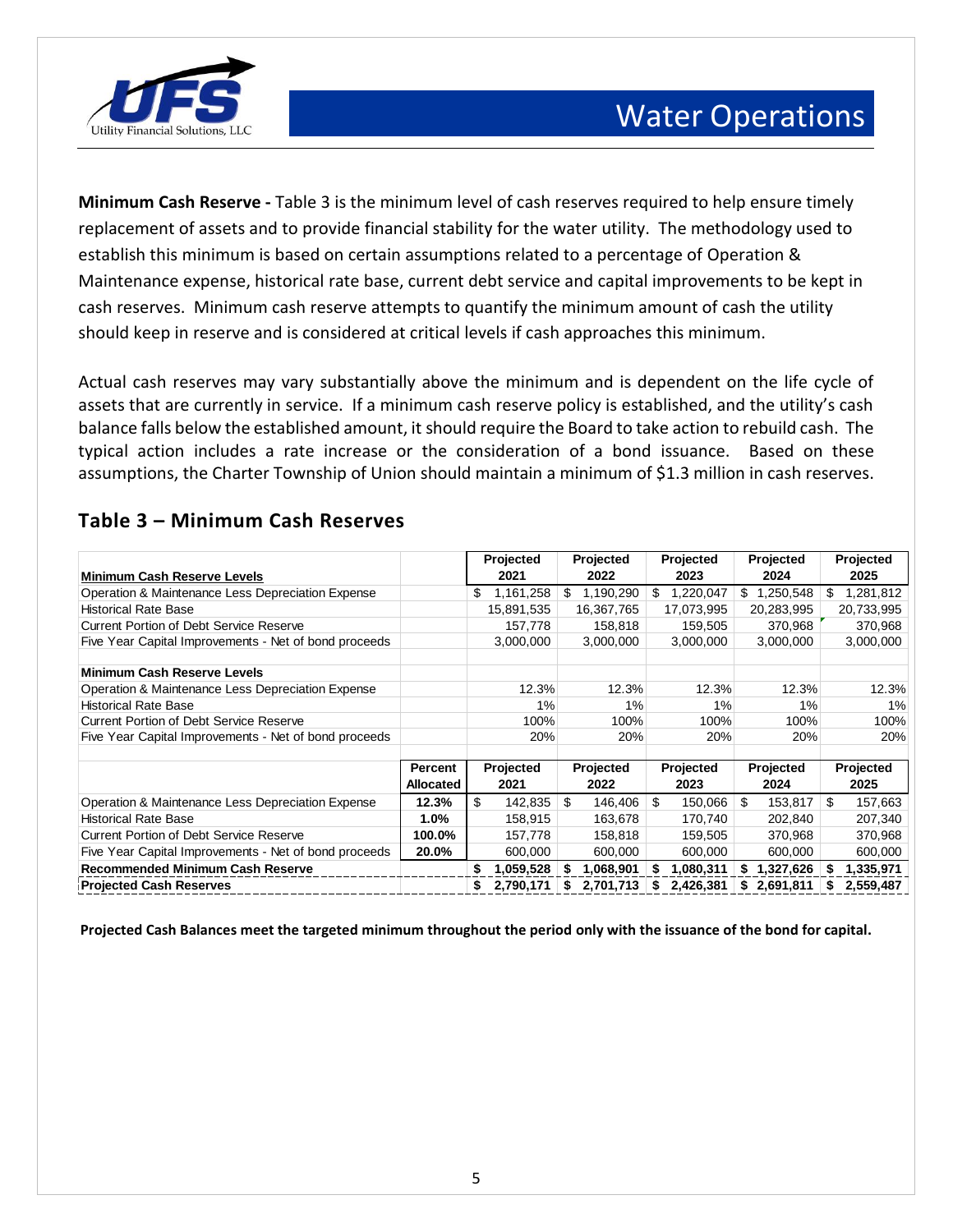## Water Operations

**Minimum Cash Reserve -** Table 3 is the minimum level of cash reserves required to help ensure timely replacement of assets and to provide financial stability for the water utility. The methodology used to establish this minimum is based on certain assumptions related to a percentage of Operation & Maintenance expense, historical rate base, current debt service and capital improvements to be kept in cash reserves. Minimum cash reserve attempts to quantify the minimum amount of cash the utility should keep in reserve and is considered at critical levels if cash approaches this minimum.

Actual cash reserves may vary substantially above the minimum and is dependent on the life cycle of assets that are currently in service. If a minimum cash reserve policy is established, and the utility's cash balance falls below the established amount, it should require the Board to take action to rebuild cash. The typical action includes a rate increase or the consideration of a bond issuance. Based on these assumptions, the Charter Township of Union should maintain a minimum of $1.3 million in cash reserves.

## Table 3 – Minimum Cash Reserves

| Minimum Cash Reserve Levels | | Projected 2021 | Projected 2022 | Projected 2023 | Projected 2024 | Projected 2025 |
|---|---|---|---|---|---|---|
| Operation & Maintenance Less Depreciation Expense | | $ 1,161,258 | $ 1,190,290 | $ 1,220,047 | $ 1,250,548 | $ 1,281,812 |
| Historical Rate Base | | 15,891,535 | 16,367,765 | 17,073,995 | 20,283,995 | 20,733,995 |
| Current Portion of Debt Service Reserve | | 157,778 | 158,818 | 159,505 | 370,968 | 370,968 |
| Five Year Capital Improvements - Net of bond proceeds | | 3,000,000 | 3,000,000 | 3,000,000 | 3,000,000 | 3,000,000 |
| | | | | | | |
| **Minimum Cash Reserve Levels** | | | | | | |
| Operation & Maintenance Less Depreciation Expense | | 12.3% | 12.3% | 12.3% | 12.3% | 12.3% |
| Historical Rate Base | | 1% | 1% | 1% | 1% | 1% |
| Current Portion of Debt Service Reserve | | 100% | 100% | 100% | 100% | 100% |
| Five Year Capital Improvements - Net of bond proceeds | | 20% | 20% | 20% | 20% | 20% |
| | | | | | | |
| | **Percent Allocated** | **Projected 2021** | **Projected 2022** | **Projected 2023** | **Projected 2024** | **Projected 2025** |
| Operation & Maintenance Less Depreciation Expense | **12.3%** | $ 142,835 | $ 146,406 | $ 150,066 | $ 153,817 | $ 157,663 |
| Historical Rate Base | **1.0%** | 158,915 | 163,678 | 170,740 | 202,840 | 207,340 |
| Current Portion of Debt Service Reserve | **100.0%** | 157,778 | 158,818 | 159,505 | 370,968 | 370,968 |
| Five Year Capital Improvements - Net of bond proceeds | **20.0%** | 600,000 | 600,000 | 600,000 | 600,000 | 600,000 |
| **Recommended Minimum Cash Reserve** | | **$ 1,059,528** | **$ 1,068,901** | **$ 1,080,311** | **$ 1,327,626** | **$ 1,335,971** |
| **Projected Cash Reserves** | | **$ 2,790,171** | **$ 2,701,713** | **$ 2,426,381** | **$ 2,691,811** | **$ 2,559,487** |

**Projected Cash Balances meet the targeted minimum throughout the period only with the issuance of the bond for capital.**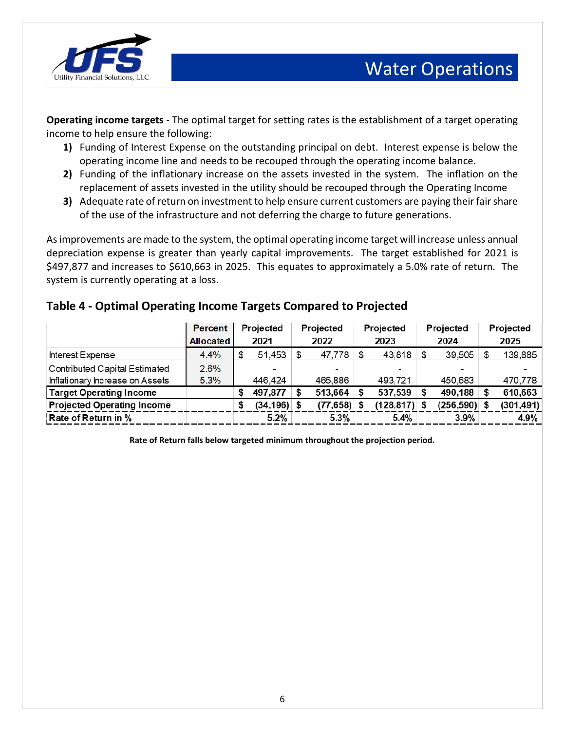**Operating income targets** - The optimal target for setting rates is the establishment of a target operating income to help ensure the following:

1) Funding of Interest Expense on the outstanding principal on debt. Interest expense is below the operating income line and needs to be recouped through the operating income balance.
2) Funding of the inflationary increase on the assets invested in the system. The inflation on the replacement of assets invested in the utility should be recouped through the Operating Income
3) Adequate rate of return on investment to help ensure current customers are paying their fair share of the use of the infrastructure and not deferring the charge to future generations.

As improvements are made to the system, the optimal operating income target will increase unless annual depreciation expense is greater than yearly capital improvements. The target established for 2021 is $497,877 and increases to $610,663 in 2025. This equates to approximately a 5.0% rate of return. The system is currently operating at a loss.

## Table 4 - Optimal Operating Income Targets Compared to Projected

| | Percent Allocated | Projected 2021 | Projected 2022 | Projected 2023 | Projected 2024 | Projected 2025 |
|---|---|---|---|---|---|---|
| Interest Expense | 4.4% | $ 51,453 | $ 47,778 | $ 43,818 | $ 39,505 | $ 139,885 |
| Contributed Capital Estimated | 2.6% | - | - | - | - | - |
| Inflationary Increase on Assets | 5.3% | 446,424 | 465,886 | 493,721 | 450,683 | 470,778 |
| **Target Operating Income** | | **$ 497,877** | **$ 513,664** | **$ 537,539** | **$ 490,188** | **$ 610,663** |
| **Projected Operating Income** | | **$ (34,196)** | **$ (77,658)** | **$ (128,817)** | **$ (256,590)** | **$ (301,491)** |
| **Rate of Return in %** | | **5.2%** | **5.3%** | **5.4%** | **3.9%** | **4.9%** |

**Rate of Return falls below targeted minimum throughout the projection period.**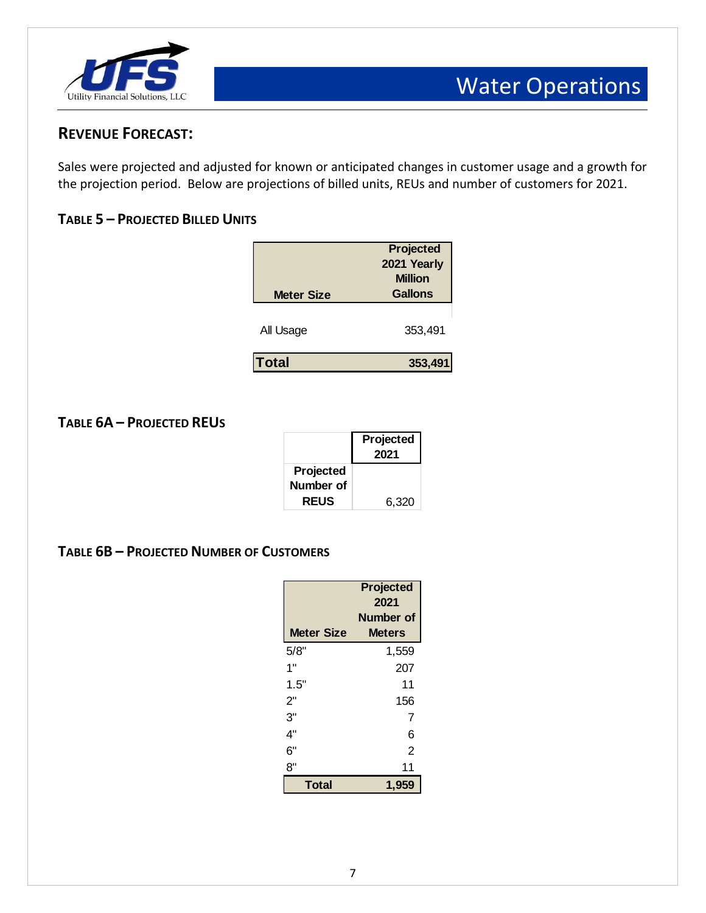## REVENUE FORECAST:

Sales were projected and adjusted for known or anticipated changes in customer usage and a growth for the projection period. Below are projections of billed units, REUs and number of customers for 2021.

### TABLE 5 – PROJECTED BILLED UNITS

| Meter Size | Projected 2021 Yearly Million Gallons |
|---|---|
| All Usage | 353,491 |
| **Total** | **353,491** |

### TABLE 6A – PROJECTED REUS

| | Projected 2021 |
|---|---|
| **Projected Number of REUS** | 6,320 |

### TABLE 6B – PROJECTED NUMBER OF CUSTOMERS

| Meter Size | Projected 2021 Number of Meters |
|---|---|
| 5/8" | 1,559 |
| 1" | 207 |
| 1.5" | 11 |
| 2" | 156 |
| 3" | 7 |
| 4" | 6 |
| 6" | 2 |
| 8" | 11 |
| **Total** | **1,959** |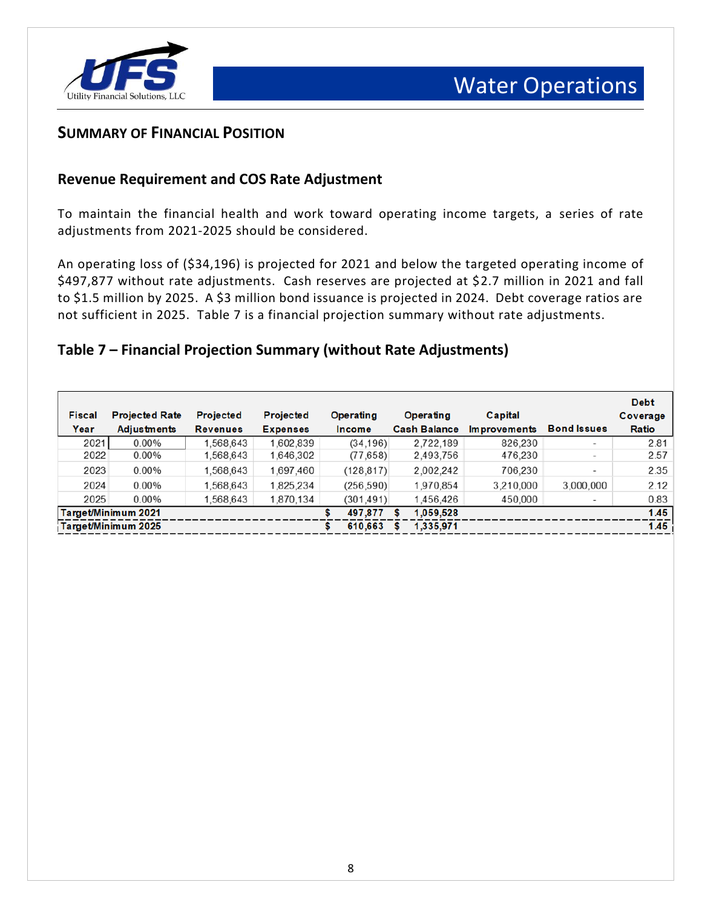## SUMMARY OF FINANCIAL POSITION

### Revenue Requirement and COS Rate Adjustment

To maintain the financial health and work toward operating income targets, a series of rate adjustments from 2021-2025 should be considered.

An operating loss of ($34,196) is projected for 2021 and below the targeted operating income of $497,877 without rate adjustments. Cash reserves are projected at $2.7 million in 2021 and fall to $1.5 million by 2025. A $3 million bond issuance is projected in 2024. Debt coverage ratios are not sufficient in 2025. Table 7 is a financial projection summary without rate adjustments.

### Table 7 – Financial Projection Summary (without Rate Adjustments)

| Fiscal Year | Projected Rate Adjustments | Projected Revenues | Projected Expenses | Operating Income | Operating Cash Balance | Capital Improvements | Bond Issues | Debt Coverage Ratio |
|---|---|---|---|---|---|---|---|---|
| 2021 | 0.00% | 1,568,643 | 1,602,839 | (34,196) | 2,722,189 | 826,230 | - | 2.81 |
| 2022 | 0.00% | 1,568,643 | 1,646,302 | (77,658) | 2,493,756 | 476,230 | - | 2.57 |
| 2023 | 0.00% | 1,568,643 | 1,697,460 | (128,817) | 2,002,242 | 706,230 | - | 2.35 |
| 2024 | 0.00% | 1,568,643 | 1,825,234 | (256,590) | 1,970,854 | 3,210,000 | 3,000,000 | 2.12 |
| 2025 | 0.00% | 1,568,643 | 1,870,134 | (301,491) | 1,456,426 | 450,000 | - | 0.83 |
| Target/Minimum 2021 | | | | $ 497,877 | $ 1,059,528 | | | 1.45 |
| Target/Minimum 2025 | | | | $ 610,663 | $ 1,335,971 | | | 1.45 |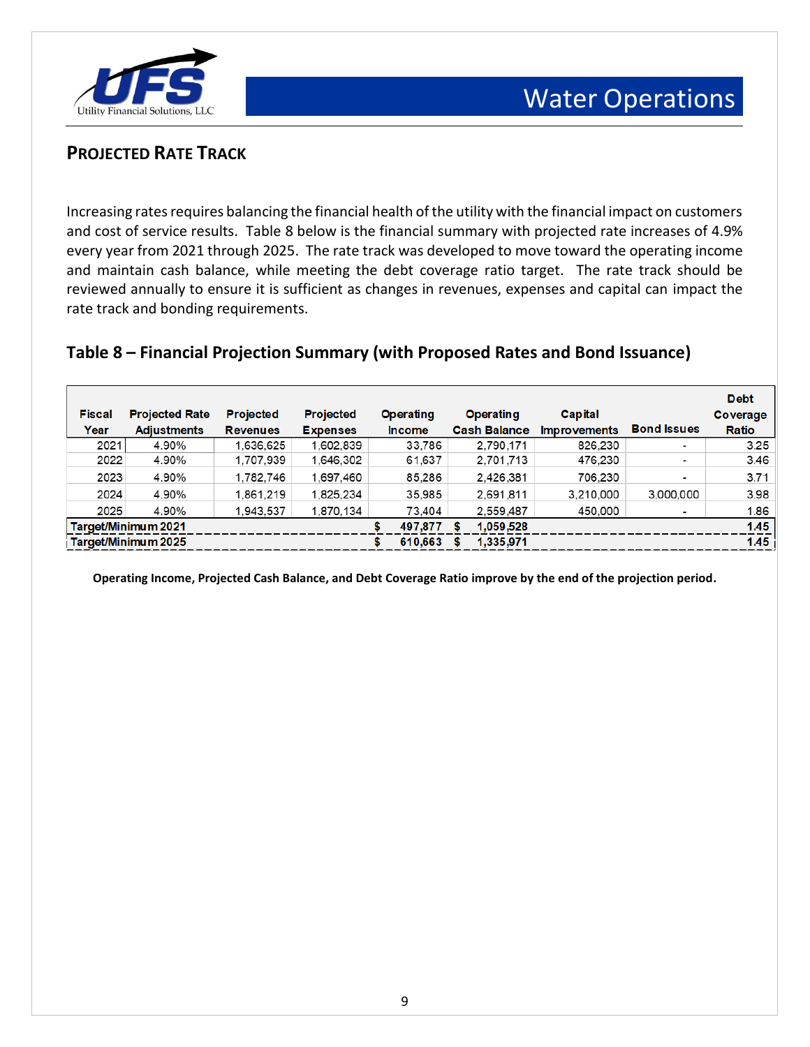## Projected Rate Track

Increasing rates requires balancing the financial health of the utility with the financial impact on customers and cost of service results. Table 8 below is the financial summary with projected rate increases of 4.9% every year from 2021 through 2025. The rate track was developed to move toward the operating income and maintain cash balance, while meeting the debt coverage ratio target. The rate track should be reviewed annually to ensure it is sufficient as changes in revenues, expenses and capital can impact the rate track and bonding requirements.

### Table 8 – Financial Projection Summary (with Proposed Rates and Bond Issuance)

| Fiscal Year | Projected Rate Adjustments | Projected Revenues | Projected Expenses | Operating Income | Operating Cash Balance | Capital Improvements | Bond Issues | Debt Coverage Ratio |
|---|---|---|---|---|---|---|---|---|
| 2021 | 4.90% | 1,636,625 | 1,602,839 | 33,786 | 2,790,171 | 826,230 | - | 3.25 |
| 2022 | 4.90% | 1,707,939 | 1,646,302 | 61,637 | 2,701,713 | 476,230 | - | 3.46 |
| 2023 | 4.90% | 1,782,746 | 1,697,460 | 85,286 | 2,426,381 | 706,230 | - | 3.71 |
| 2024 | 4.90% | 1,861,219 | 1,825,234 | 35,985 | 2,691,811 | 3,210,000 | 3,000,000 | 3.98 |
| 2025 | 4.90% | 1,943,537 | 1,870,134 | 73,404 | 2,559,487 | 450,000 | - | 1.86 |
| **Target/Minimum 2021** | | | | **$ 497,877** | **$ 1,059,528** | | | **1.45** |
| **Target/Minimum 2025** | | | | **$ 610,663** | **$ 1,335,971** | | | **1.45** |

**Operating Income, Projected Cash Balance, and Debt Coverage Ratio improve by the end of the projection period.**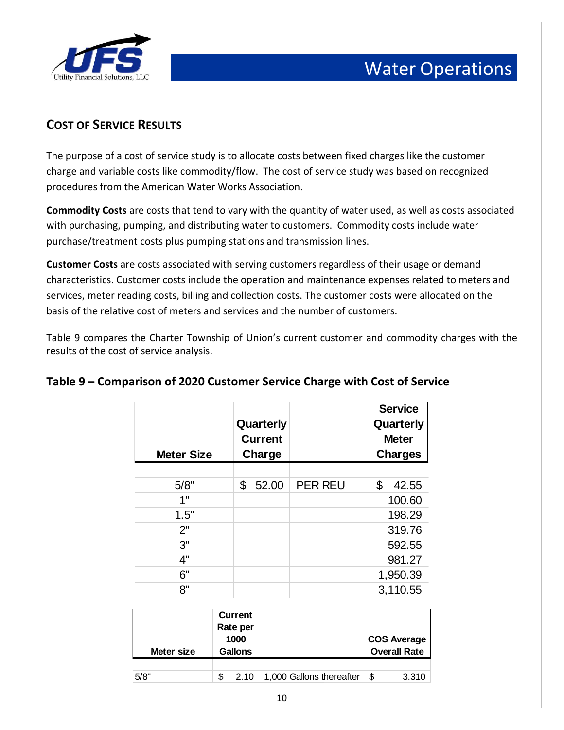## COST OF SERVICE RESULTS

The purpose of a cost of service study is to allocate costs between fixed charges like the customer charge and variable costs like commodity/flow. The cost of service study was based on recognized procedures from the American Water Works Association.

**Commodity Costs** are costs that tend to vary with the quantity of water used, as well as costs associated with purchasing, pumping, and distributing water to customers. Commodity costs include water purchase/treatment costs plus pumping stations and transmission lines.

**Customer Costs** are costs associated with serving customers regardless of their usage or demand characteristics. Customer costs include the operation and maintenance expenses related to meters and services, meter reading costs, billing and collection costs. The customer costs were allocated on the basis of the relative cost of meters and services and the number of customers.

Table 9 compares the Charter Township of Union's current customer and commodity charges with the results of the cost of service analysis.

### Table 9 – Comparison of 2020 Customer Service Charge with Cost of Service

| Meter Size | Quarterly Current Charge | | Service Quarterly Meter Charges |
|---|---|---|---|
| 5/8" | $ 52.00 | PER REU | $ 42.55 |
| 1" | | | 100.60 |
| 1.5" | | | 198.29 |
| 2" | | | 319.76 |
| 3" | | | 592.55 |
| 4" | | | 981.27 |
| 6" | | | 1,950.39 |
| 8" | | | 3,110.55 |

| Meter size | Current Rate per 1000 Gallons | | COS Average Overall Rate |
|---|---|---|---|
| 5/8" | $ 2.10 | 1,000 Gallons thereafter | $ 3.310 |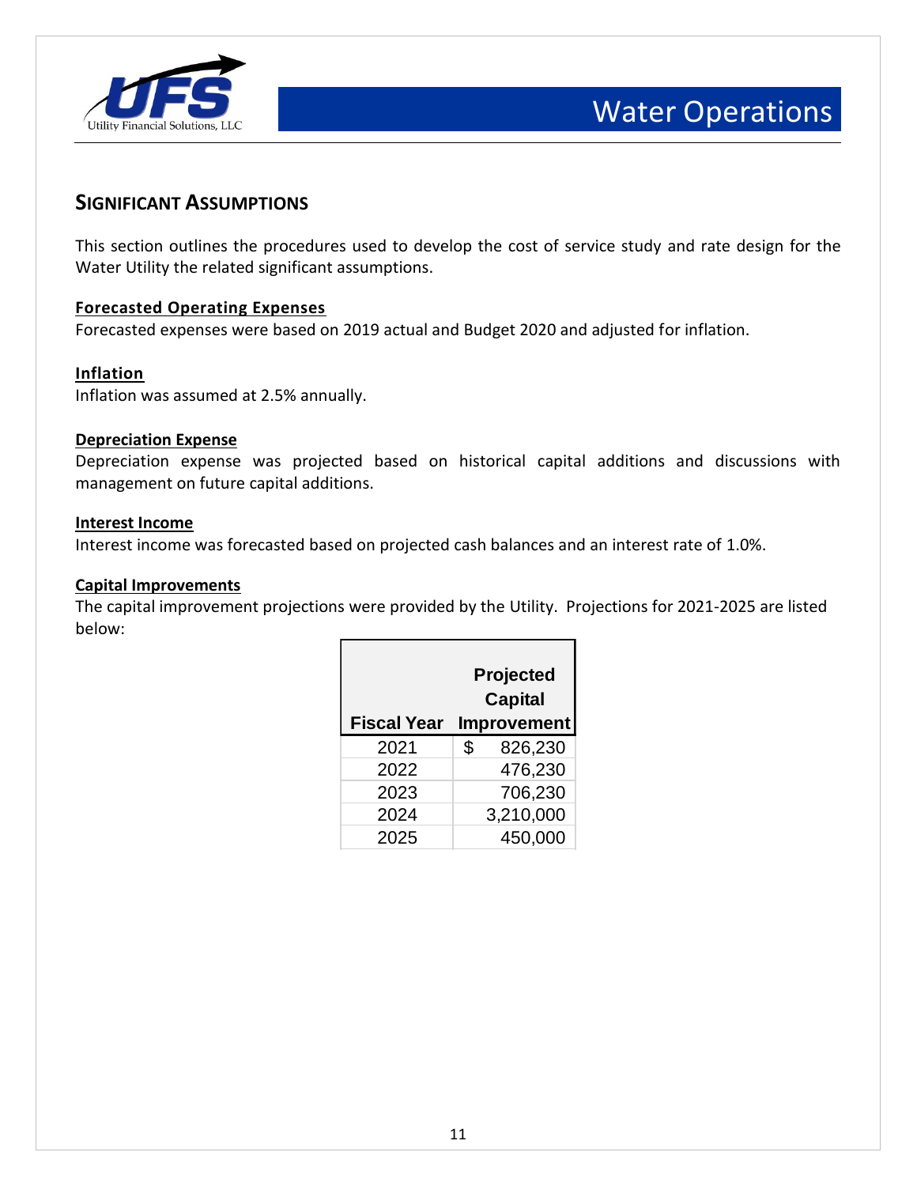## SIGNIFICANT ASSUMPTIONS

This section outlines the procedures used to develop the cost of service study and rate design for the Water Utility the related significant assumptions.

**Forecasted Operating Expenses**
Forecasted expenses were based on 2019 actual and Budget 2020 and adjusted for inflation.

**Inflation**
Inflation was assumed at 2.5% annually.

**Depreciation Expense**
Depreciation expense was projected based on historical capital additions and discussions with management on future capital additions.

**Interest Income**
Interest income was forecasted based on projected cash balances and an interest rate of 1.0%.

**Capital Improvements**
The capital improvement projections were provided by the Utility. Projections for 2021-2025 are listed below:

| Fiscal Year | Projected Capital Improvement |
|---|---|
| 2021 | $ 826,230 |
| 2022 | 476,230 |
| 2023 | 706,230 |
| 2024 | 3,210,000 |
| 2025 | 450,000 |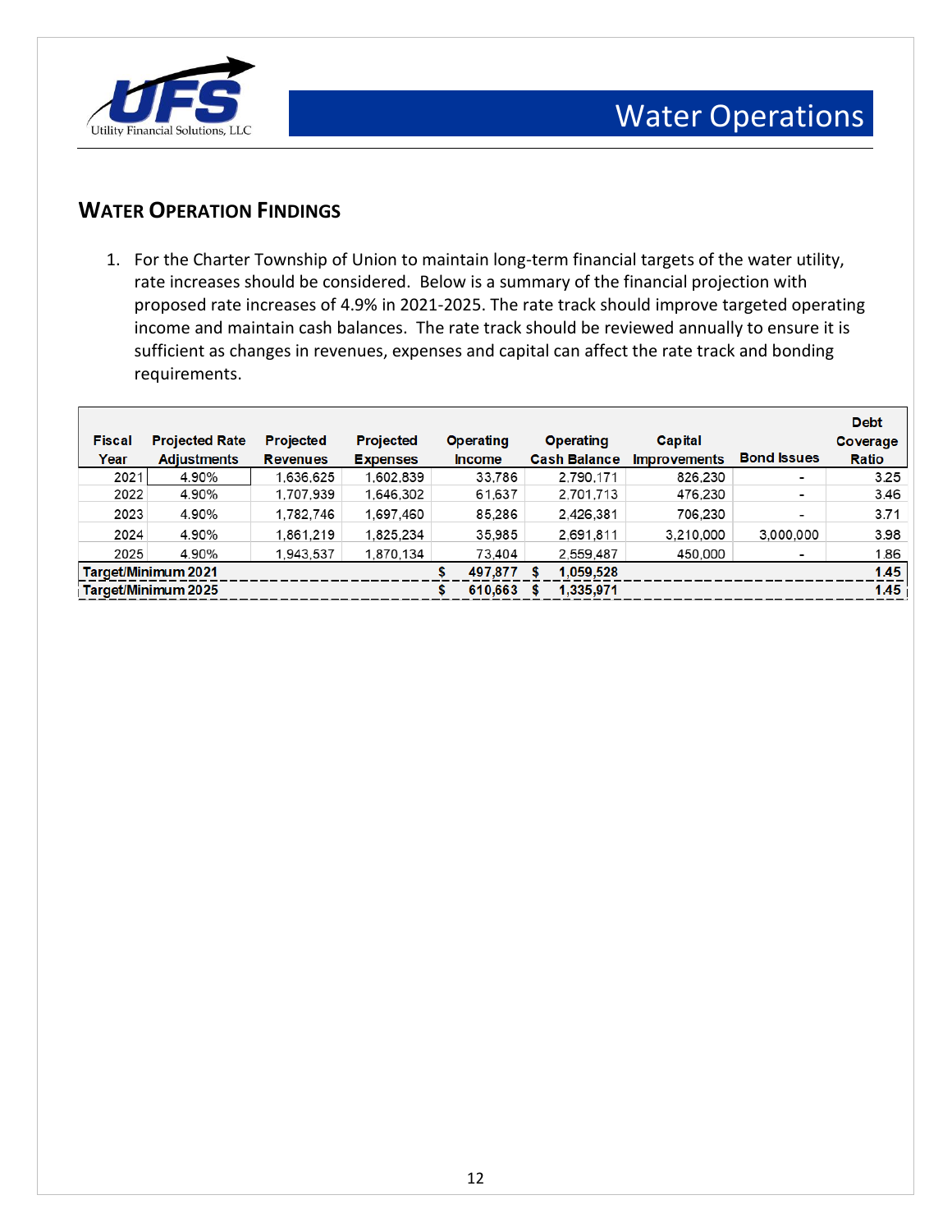## WATER OPERATION FINDINGS

1. For the Charter Township of Union to maintain long-term financial targets of the water utility, rate increases should be considered. Below is a summary of the financial projection with proposed rate increases of 4.9% in 2021-2025. The rate track should improve targeted operating income and maintain cash balances. The rate track should be reviewed annually to ensure it is sufficient as changes in revenues, expenses and capital can affect the rate track and bonding requirements.

| Fiscal Year | Projected Rate Adjustments | Projected Revenues | Projected Expenses | Operating Income | Operating Cash Balance | Capital Improvements | Bond Issues | Debt Coverage Ratio |
|---|---|---|---|---|---|---|---|---|
| 2021 | 4.90% | 1,636,625 | 1,602,839 | 33,786 | 2,790,171 | 826,230 | - | 3.25 |
| 2022 | 4.90% | 1,707,939 | 1,646,302 | 61,637 | 2,701,713 | 476,230 | - | 3.46 |
| 2023 | 4.90% | 1,782,746 | 1,697,460 | 85,286 | 2,426,381 | 706,230 | - | 3.71 |
| 2024 | 4.90% | 1,861,219 | 1,825,234 | 35,985 | 2,691,811 | 3,210,000 | 3,000,000 | 3.98 |
| 2025 | 4.90% | 1,943,537 | 1,870,134 | 73,404 | 2,559,487 | 450,000 | - | 1.86 |
| **Target/Minimum 2021** | | | | **$ 497,877** | **$ 1,059,528** | | | **1.45** |
| **Target/Minimum 2025** | | | | **$ 610,663** | **$ 1,335,971** | | | **1.45** |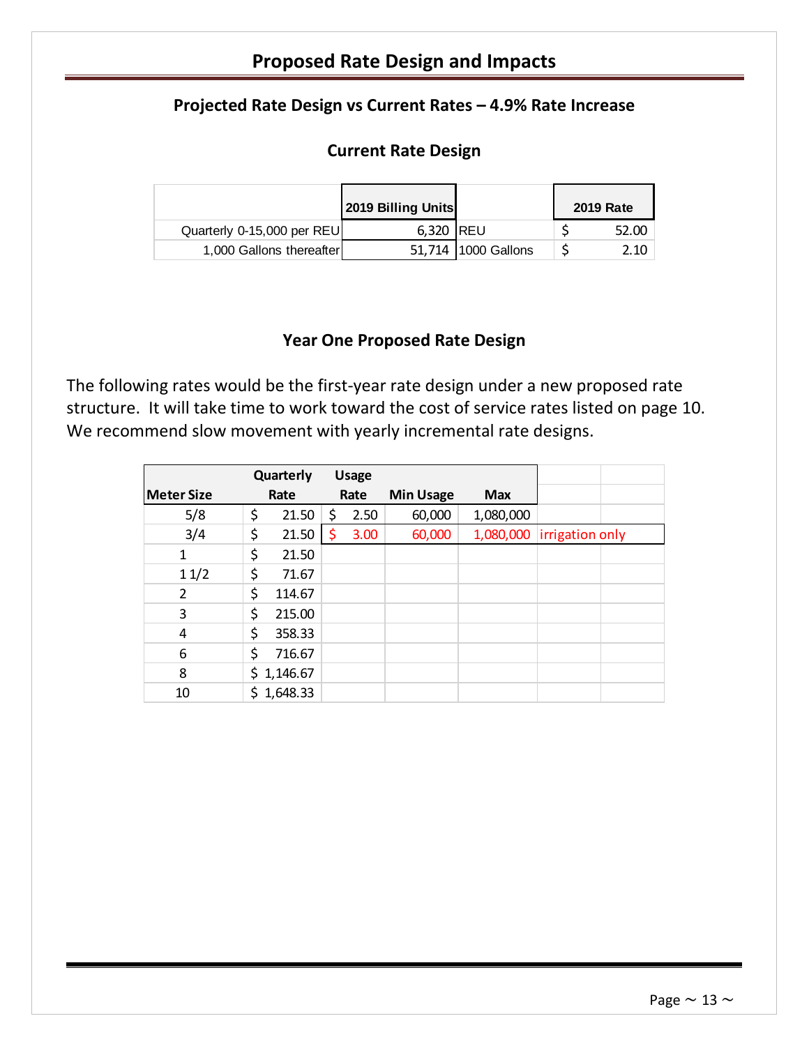## Proposed Rate Design and Impacts

### Projected Rate Design vs Current Rates – 4.9% Rate Increase

### Current Rate Design

| | 2019 Billing Units | | 2019 Rate |
|---|---|---|---|
| Quarterly 0-15,000 per REU | 6,320 | REU | $ 52.00 |
| 1,000 Gallons thereafter | 51,714 | 1000 Gallons | $ 2.10 |

### Year One Proposed Rate Design

The following rates would be the first-year rate design under a new proposed rate structure. It will take time to work toward the cost of service rates listed on page 10. We recommend slow movement with yearly incremental rate designs.

| Meter Size | Quarterly Rate | Usage Rate | Min Usage | Max | | |
|---|---|---|---|---|---|---|
| 5/8 | $ 21.50 | $ 2.50 | 60,000 | 1,080,000 | | |
| 3/4 | $ 21.50 | $ 3.00 | 60,000 | 1,080,000 | irrigation only | |
| 1 | $ 21.50 | | | | | |
| 1 1/2 | $ 71.67 | | | | | |
| 2 | $ 114.67 | | | | | |
| 3 | $ 215.00 | | | | | |
| 4 | $ 358.33 | | | | | |
| 6 | $ 716.67 | | | | | |
| 8 | $ 1,146.67 | | | | | |
| 10 | $ 1,648.33 | | | | | |